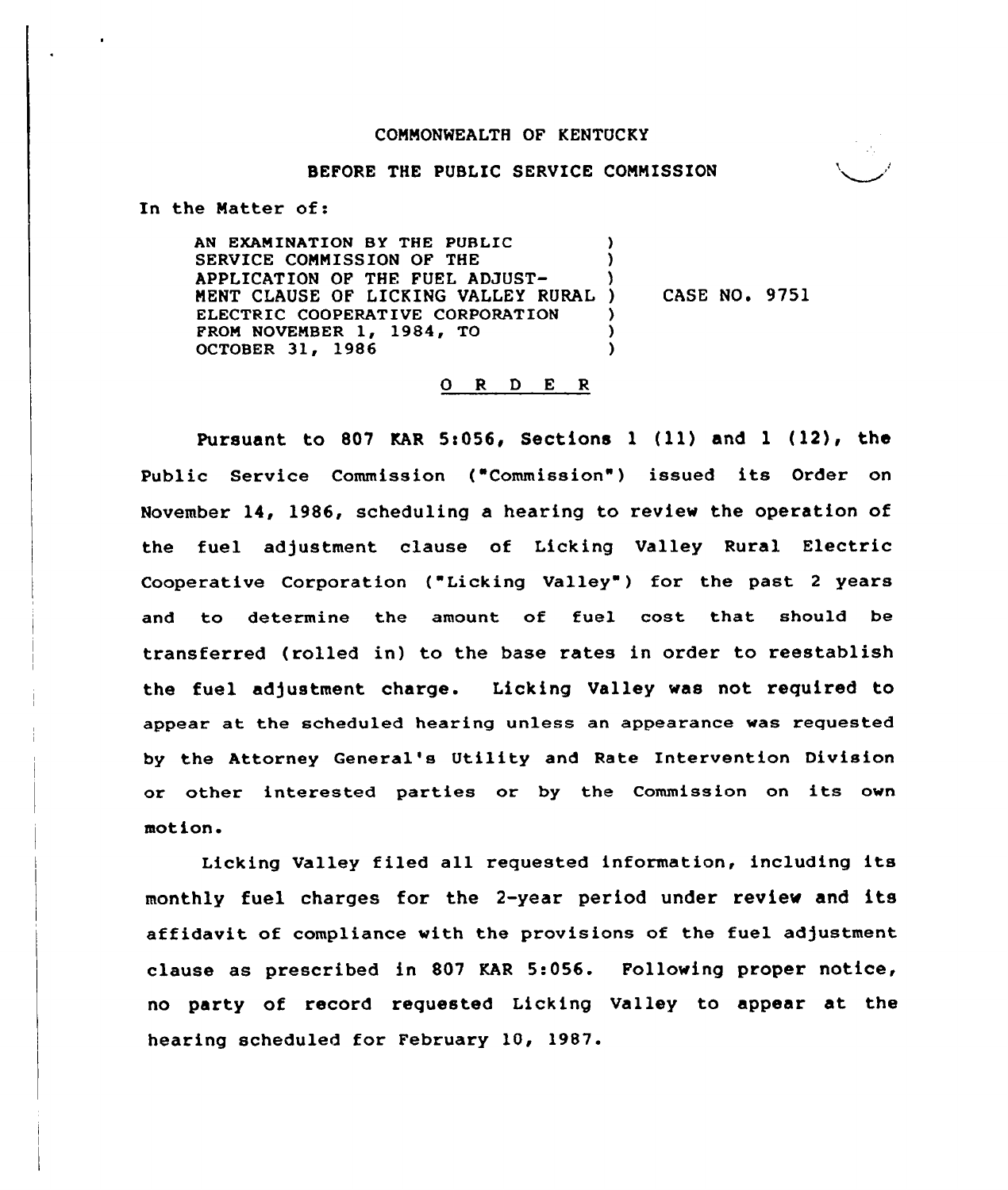COMMONWEALTH OF KENTUCKY

BEFORE THE PUBLIC SERVICE COMMISSION

In the Matter of:

AN EXAMINATION BY THE PUBLIC SERVICE COMMISSION OF THE APPLICATION OF THE FUEL ADJUSTMENT CLAUSE OF LICKING VALLEY RURAL ELECTRIC COOPERATIVE CORPORATION FROM NOVEMBER 1, 1984, TO OCTOBER 31, 1986 ) CASE NO. 9751

O R D E R

Pursuant to 807 KAR 5:056, Sections 1 (11) and 1 (12), the Public Service Commission ("Commission") issued its Order on November 14, 1986, scheduling a hearing to review the operation of the fuel adjustment clause of Licking Valley Rural Electric Cooperative Corporation ("Licking Valley") for the past 2 years and to determine the amount of fuel cost that should be transferred (rolled in) to the base rates in order to reestablish the fuel adjustment charge. Licking Valley was not required to appear at the scheduled hearing unless an appearance was requested by the Attorney General's Utility and Rate Intervention Division or other interested parties or by the Commission on its own motion.

Licking Valley filed all requested information, including its monthly fuel charges for the 2-year period under review and its affidavit of compliance with the provisions of the fuel adjustment clause as prescribed in 807 KAR 5:056. Following proper notice, no party of record requested Licking Valley to appear at the hearing scheduled for February 10, 1987.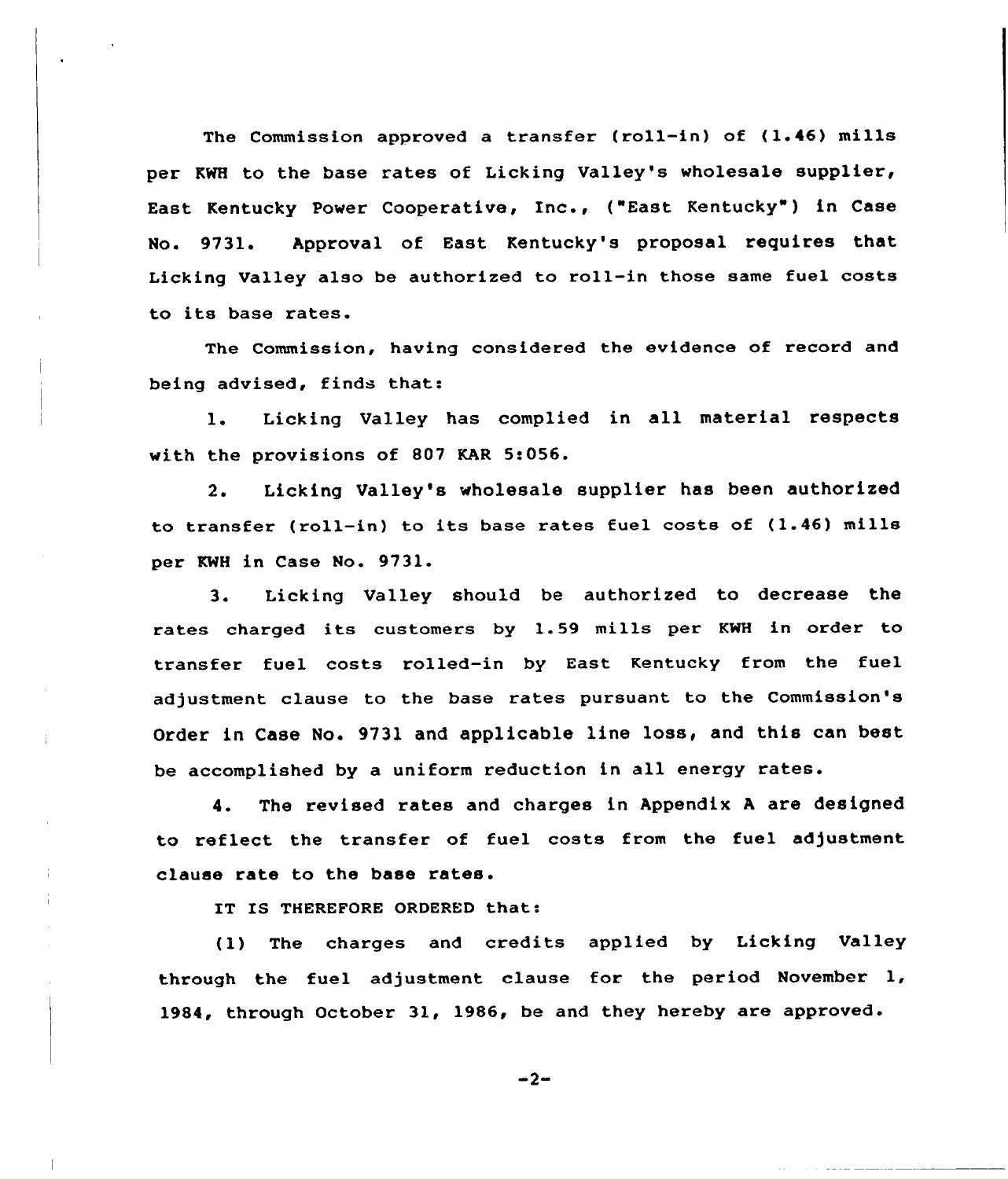The Commission approved a transfer (roll-in) of (1.46) mills per KWH to the base rates of Licking Valley's wholesale supplier, East Kentucky Power Cooperative, Inc., ("East Kentucky") in Case No. 9731. Approval of East Kentucky's proposal requires that Licking Valley also be authorized to roll-in those same fuel costs to its base rates.

The Commission, having considered the evidence of record and being advised, finds that:

1. Licking Valley has complied in all material respects with the provisions of 807 KAR 5:056.

2. Licking Valley's wholesale supplier has been authorized to transfer (roll-in) to its base rates fuel costs of (1.46) mills per KWH in Case No. 9731.

3. Licking Valley should be authorized to decrease the rates charged its customers by 1.59 mills per KWH in order to transfer fuel costs rolled-in by East Kentucky from the fuel adjustment clause to the base rates pursuant to the Commission's Order in Case No. 9731 and applicable line loss, and this can best be accomplished by a uniform reduction in all energy rates.

4. The revised rates and charges in Appendix A are designed to reflect the transfer of fuel costs from the fuel adjustment clause rate to the base rates.

IT IS THEREFORE ORDERED that:

(1) The charges and credits applied by Licking Valley through the fuel adjustment clause for the period November 1, 1984, through October 31, 1986, be and they hereby are approved.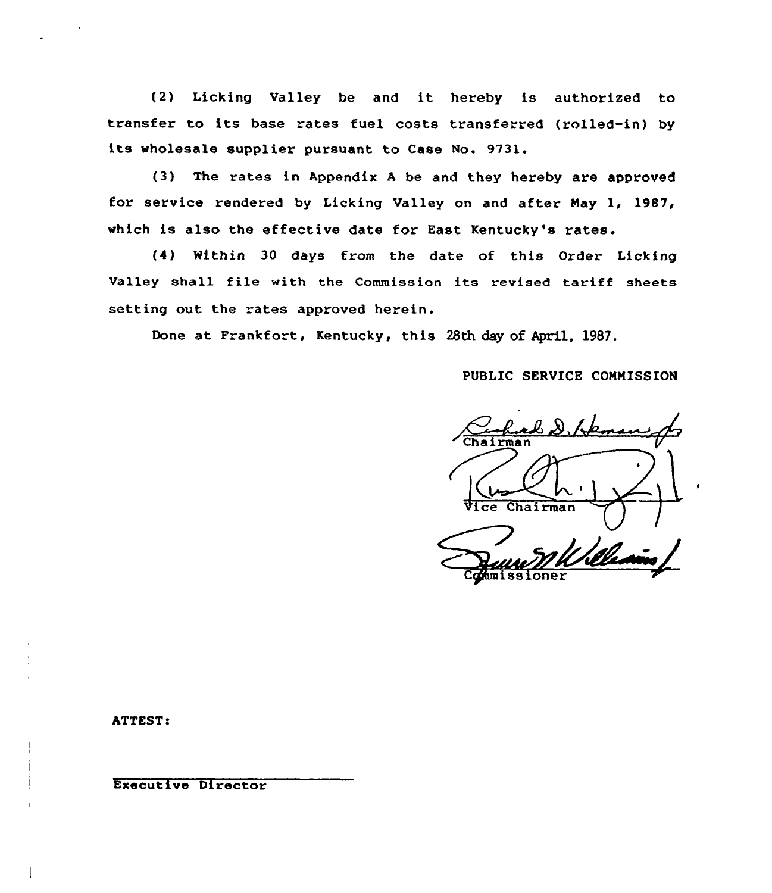(2) Licking Valley be and it hereby is authorized to transfer to its base rates fuel costs transferred (rolled-in) by its wholesale supplier pursuant to Case No. 9731.

(3) The rates in Appendix A be and they hereby are approved for service rendered by Licking Valley on and after May 1, 1987, which is also the effective date for East Kentucky's rates.

(4) Within 30 days from the date of this Order Licking Valley shall file with the Commission its revised tariff sheets setting out the rates approved herein.

Done at Frankfort, Kentucky, this 28th day of April, 1987.

PUBLIC SERVICE COMMISSION

Chairman

Vice Chairman

Commissioner

ATTEST:

Executive Director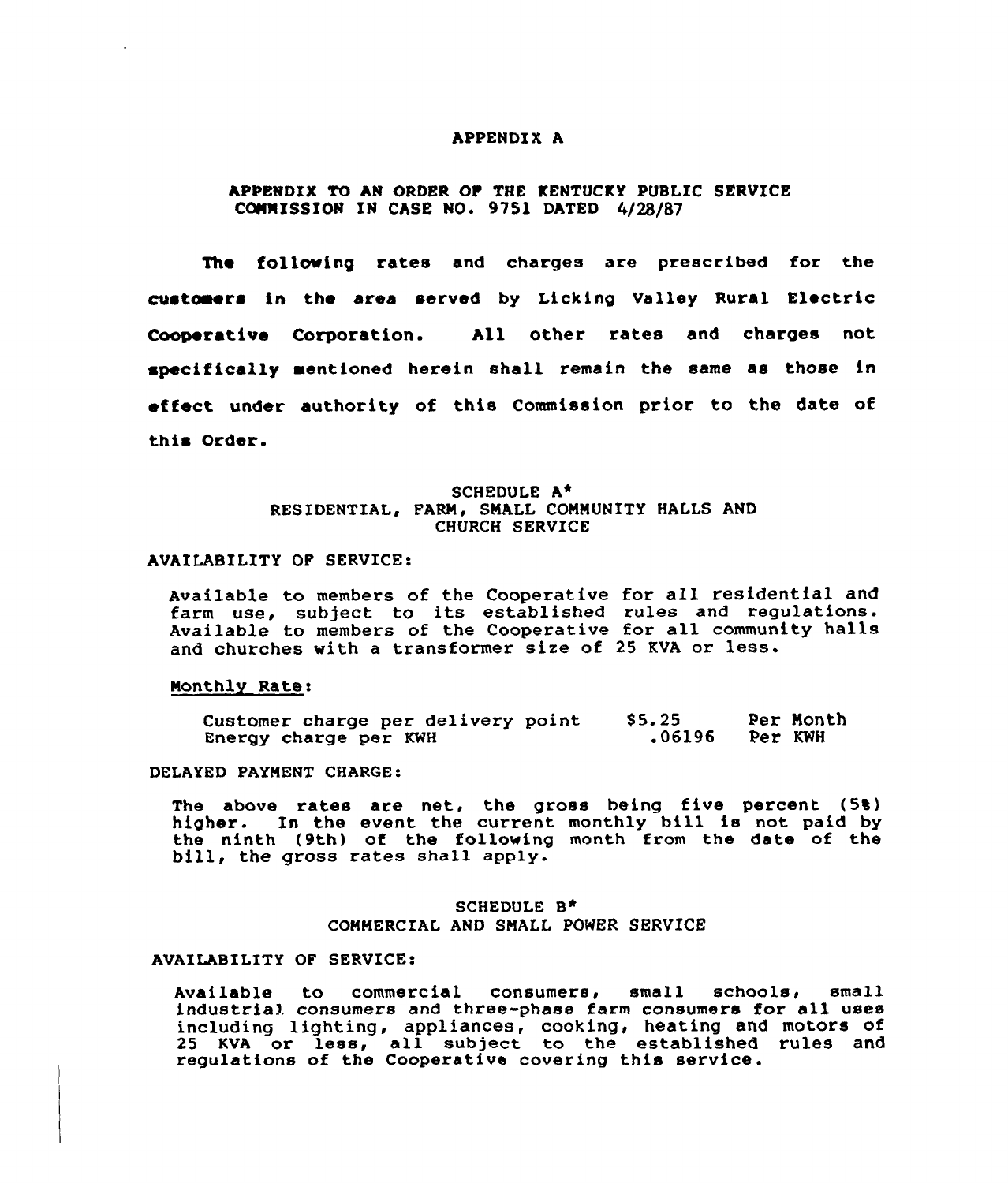# APPENDIX A

## APPENDIX TO AN ORDER OF THE KENTUCKY PUBLIC SERVICE COMMISSION IN CASE NO. 9751 DATED 4/28/87

The following rates and charges are prescribed for the customers in the area served by Licking Valley Rural Electric Cooperative Corporation. All other rates and charges not specifically mentioned herein shall remain the same as those in effect under authority of this Commission prior to the date of this Order.

### SCHEDULE A*
### RESIDENTIAL, FARM, SMALL COMMUNITY HALLS AND CHURCH SERVICE

AVAILABILITY OF SERVICE:

Available to members of the Cooperative for all residential and farm use, subject to its established rules and regulations. Available to members of the Cooperative for all community halls and churches with a transformer size of 25 KVA or less.

Monthly Rate:

| | | |
|---|---|---|
| Customer charge per delivery point | $5.25 | Per Month |
| Energy charge per KWH | .06196 | Per KWH |

DELAYED PAYMENT CHARGE:

The above rates are net, the gross being five percent (5%) higher. In the event the current monthly bill is not paid by the ninth (9th) of the following month from the date of the bill, the gross rates shall apply.

### SCHEDULE B*
### COMMERCIAL AND SMALL POWER SERVICE

AVAILABILITY OF SERVICE:

Available to commercial consumers, small schools, small industrial consumers and three-phase farm consumers for all uses including lighting, appliances, cooking, heating and motors of 25 KVA or less, all subject to the established rules and regulations of the Cooperative covering this service.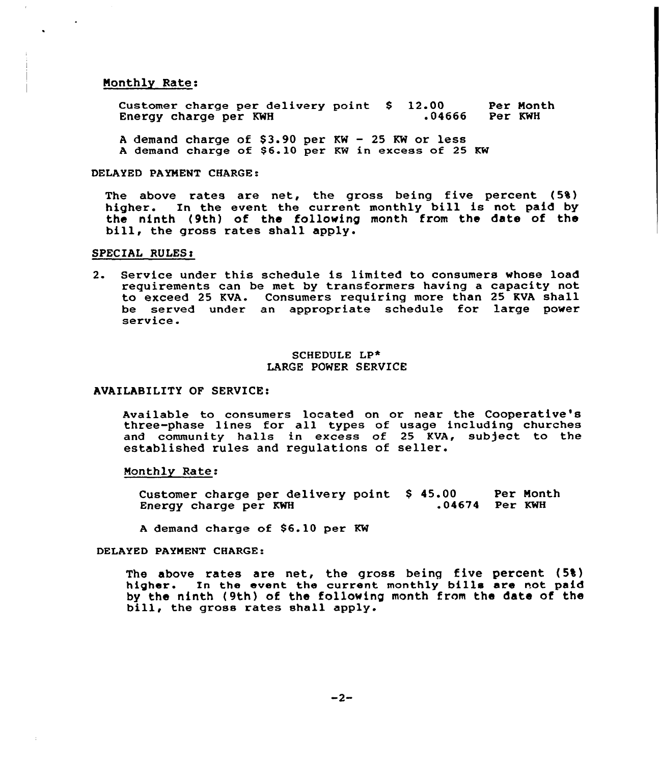Monthly Rate:

| | | |
|---|---|---|
| Customer charge per delivery point | $ 12.00 | Per Month |
| Energy charge per KWH | .04666 | Per KWH |

A demand charge of $3.90 per KW - 25 KW or less
A demand charge of $6.10 per KW in excess of 25 KW

DELAYED PAYMENT CHARGE:

The above rates are net, the gross being five percent (5%) higher. In the event the current monthly bill is not paid by the ninth (9th) of the following month from the date of the bill, the gross rates shall apply.

SPECIAL RULES:

2. Service under this schedule is limited to consumers whose load requirements can be met by transformers having a capacity not to exceed 25 KVA. Consumers requiring more than 25 KVA shall be served under an appropriate schedule for large power service.

## SCHEDULE LP*
## LARGE POWER SERVICE

AVAILABILITY OF SERVICE:

Available to consumers located on or near the Cooperative's three-phase lines for all types of usage including churches and community halls in excess of 25 KVA, subject to the established rules and regulations of seller.

Monthly Rate:

| | | |
|---|---|---|
| Customer charge per delivery point | $ 45.00 | Per Month |
| Energy charge per KWH | .04674 | Per KWH |

A demand charge of $6.10 per KW

DELAYED PAYMENT CHARGE:

The above rates are net, the gross being five percent (5%) higher. In the event the current monthly bills are not paid by the ninth (9th) of the following month from the date of the bill, the gross rates shall apply.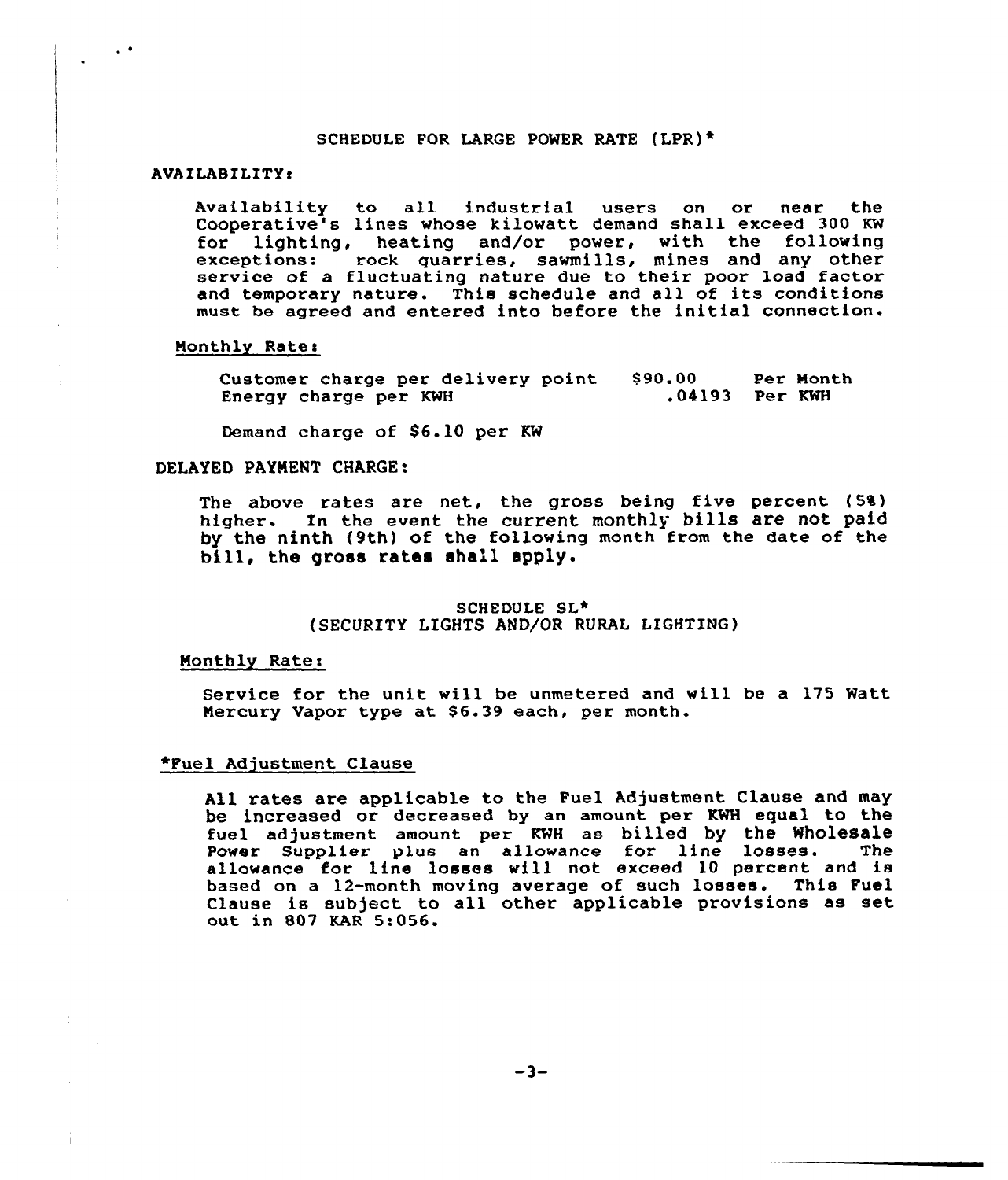## SCHEDULE FOR LARGE POWER RATE (LPR)*

**AVAILABILITY:**

Availability to all industrial users on or near the Cooperative's lines whose kilowatt demand shall exceed 300 KW for lighting, heating and/or power, with the following exceptions: rock quarries, sawmills, mines and any other service of a fluctuating nature due to their poor load factor and temporary nature. This schedule and all of its conditions must be agreed and entered into before the initial connection.

Monthly Rate:

| | | |
|---|---|---|
| Customer charge per delivery point | $90.00 | Per Month |
| Energy charge per KWH | .04193 | Per KWH |

Demand charge of $6.10 per KW

**DELAYED PAYMENT CHARGE:**

The above rates are net, the gross being five percent (5%) higher. In the event the current monthly bills are not paid by the ninth (9th) of the following month from the date of the bill, the gross rates shall apply.

## SCHEDULE SL*
## (SECURITY LIGHTS AND/OR RURAL LIGHTING)

Monthly Rate:

Service for the unit will be unmetered and will be a 175 Watt Mercury Vapor type at $6.39 each, per month.

*Fuel Adjustment Clause

All rates are applicable to the Fuel Adjustment Clause and may be increased or decreased by an amount per KWH equal to the fuel adjustment amount per KWH as billed by the Wholesale Power Supplier plus an allowance for line losses. The allowance for line losses will not exceed 10 percent and is based on a 12-month moving average of such losses. This Fuel Clause is subject to all other applicable provisions as set out in 807 KAR 5:056.